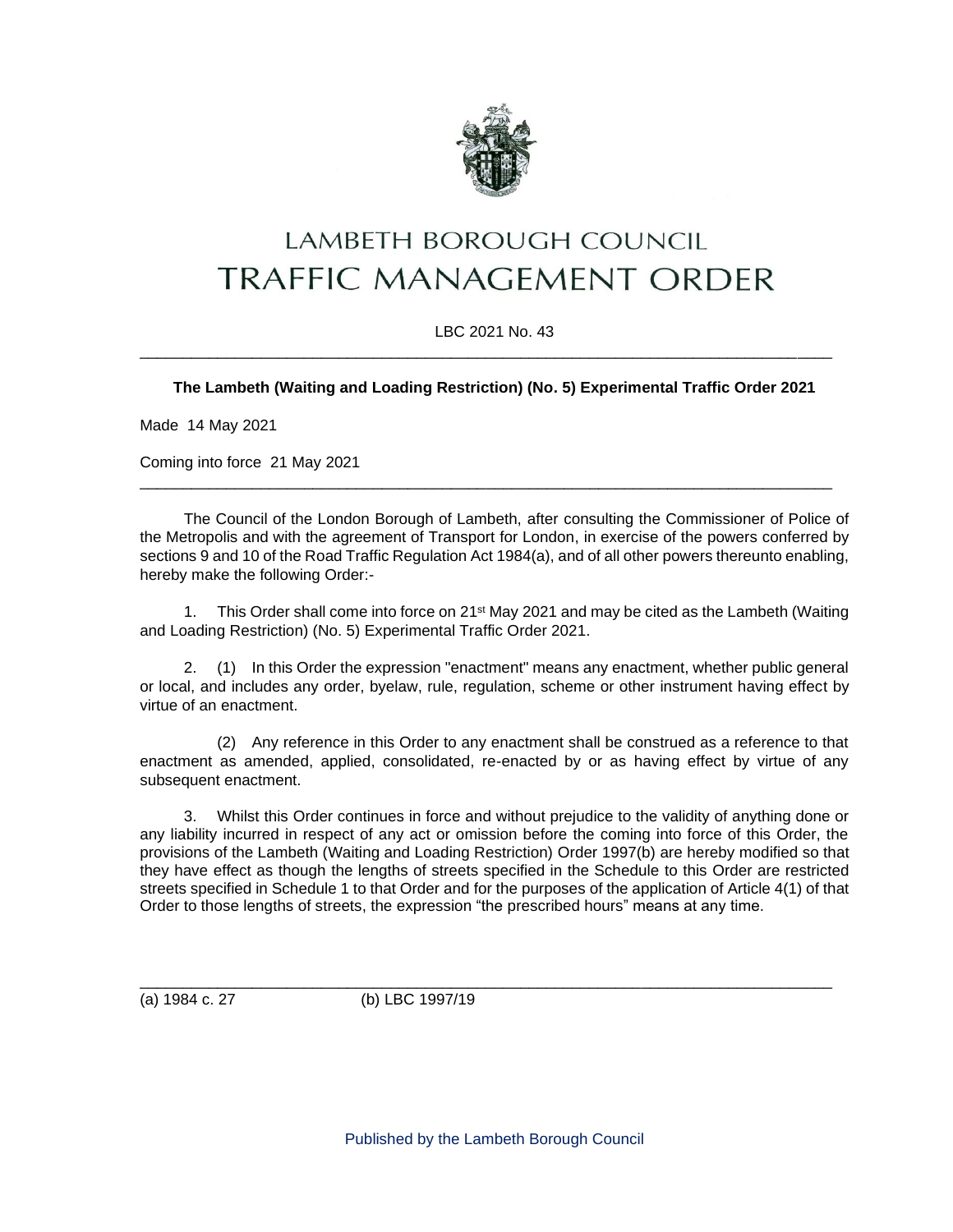# LAMBETH BOROUGH COUNCIL
# TRAFFIC MANAGEMENT ORDER

LBC 2021 No. 43

---

**The Lambeth (Waiting and Loading Restriction) (No. 5) Experimental Traffic Order 2021**

Made 14 May 2021

Coming into force 21 May 2021

---

The Council of the London Borough of Lambeth, after consulting the Commissioner of Police of the Metropolis and with the agreement of Transport for London, in exercise of the powers conferred by sections 9 and 10 of the Road Traffic Regulation Act 1984(a), and of all other powers thereunto enabling, hereby make the following Order:-

1. This Order shall come into force on 21st May 2021 and may be cited as the Lambeth (Waiting and Loading Restriction) (No. 5) Experimental Traffic Order 2021.

2. (1) In this Order the expression "enactment" means any enactment, whether public general or local, and includes any order, byelaw, rule, regulation, scheme or other instrument having effect by virtue of an enactment.

   (2) Any reference in this Order to any enactment shall be construed as a reference to that enactment as amended, applied, consolidated, re-enacted by or as having effect by virtue of any subsequent enactment.

3. Whilst this Order continues in force and without prejudice to the validity of anything done or any liability incurred in respect of any act or omission before the coming into force of this Order, the provisions of the Lambeth (Waiting and Loading Restriction) Order 1997(b) are hereby modified so that they have effect as though the lengths of streets specified in the Schedule to this Order are restricted streets specified in Schedule 1 to that Order and for the purposes of the application of Article 4(1) of that Order to those lengths of streets, the expression "the prescribed hours" means at any time.

---

(a) 1984 c. 27 (b) LBC 1997/19

Published by the Lambeth Borough Council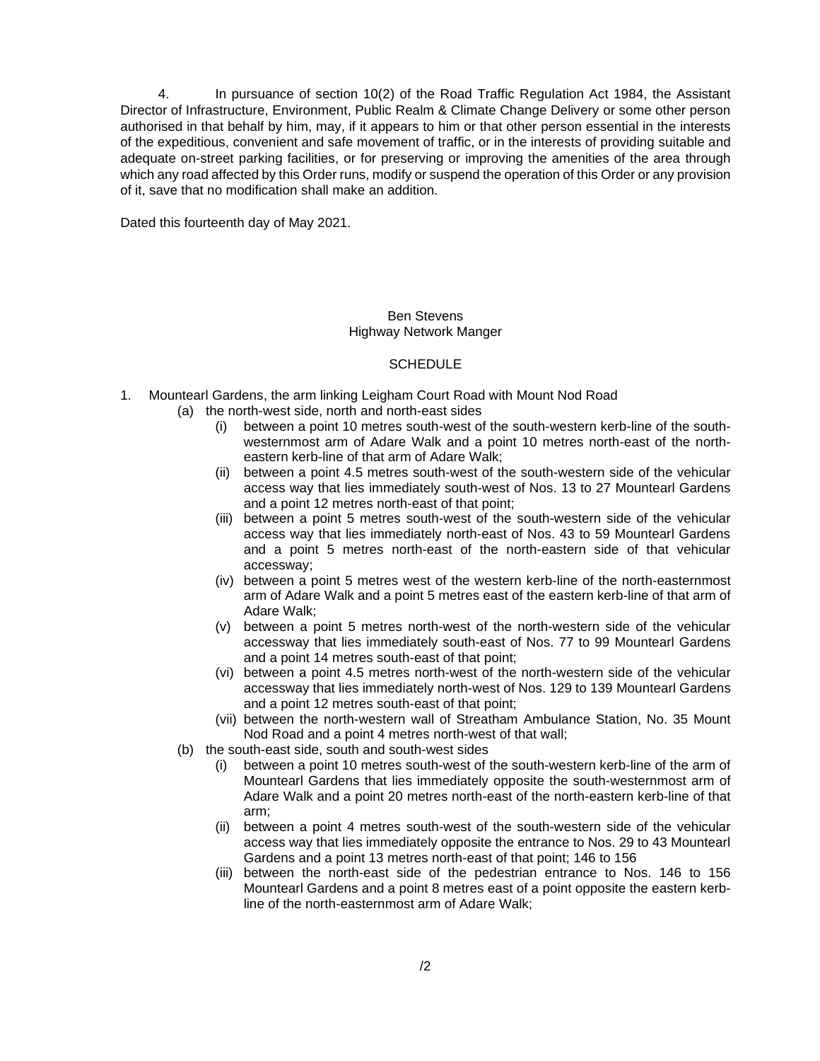4. In pursuance of section 10(2) of the Road Traffic Regulation Act 1984, the Assistant Director of Infrastructure, Environment, Public Realm & Climate Change Delivery or some other person authorised in that behalf by him, may, if it appears to him or that other person essential in the interests of the expeditious, convenient and safe movement of traffic, or in the interests of providing suitable and adequate on-street parking facilities, or for preserving or improving the amenities of the area through which any road affected by this Order runs, modify or suspend the operation of this Order or any provision of it, save that no modification shall make an addition.

Dated this fourteenth day of May 2021.

Ben Stevens
Highway Network Manger

SCHEDULE

1. Mountearl Gardens, the arm linking Leigham Court Road with Mount Nod Road
   (a) the north-west side, north and north-east sides
      (i) between a point 10 metres south-west of the south-western kerb-line of the south-westernmost arm of Adare Walk and a point 10 metres north-east of the north-eastern kerb-line of that arm of Adare Walk;
      (ii) between a point 4.5 metres south-west of the south-western side of the vehicular access way that lies immediately south-west of Nos. 13 to 27 Mountearl Gardens and a point 12 metres north-east of that point;
      (iii) between a point 5 metres south-west of the south-western side of the vehicular access way that lies immediately north-east of Nos. 43 to 59 Mountearl Gardens and a point 5 metres north-east of the north-eastern side of that vehicular accessway;
      (iv) between a point 5 metres west of the western kerb-line of the north-easternmost arm of Adare Walk and a point 5 metres east of the eastern kerb-line of that arm of Adare Walk;
      (v) between a point 5 metres north-west of the north-western side of the vehicular accessway that lies immediately south-east of Nos. 77 to 99 Mountearl Gardens and a point 14 metres south-east of that point;
      (vi) between a point 4.5 metres north-west of the north-western side of the vehicular accessway that lies immediately north-west of Nos. 129 to 139 Mountearl Gardens and a point 12 metres south-east of that point;
      (vii) between the north-western wall of Streatham Ambulance Station, No. 35 Mount Nod Road and a point 4 metres north-west of that wall;
   (b) the south-east side, south and south-west sides
      (i) between a point 10 metres south-west of the south-western kerb-line of the arm of Mountearl Gardens that lies immediately opposite the south-westernmost arm of Adare Walk and a point 20 metres north-east of the north-eastern kerb-line of that arm;
      (ii) between a point 4 metres south-west of the south-western side of the vehicular access way that lies immediately opposite the entrance to Nos. 29 to 43 Mountearl Gardens and a point 13 metres north-east of that point; 146 to 156
      (iii) between the north-east side of the pedestrian entrance to Nos. 146 to 156 Mountearl Gardens and a point 8 metres east of a point opposite the eastern kerb-line of the north-easternmost arm of Adare Walk;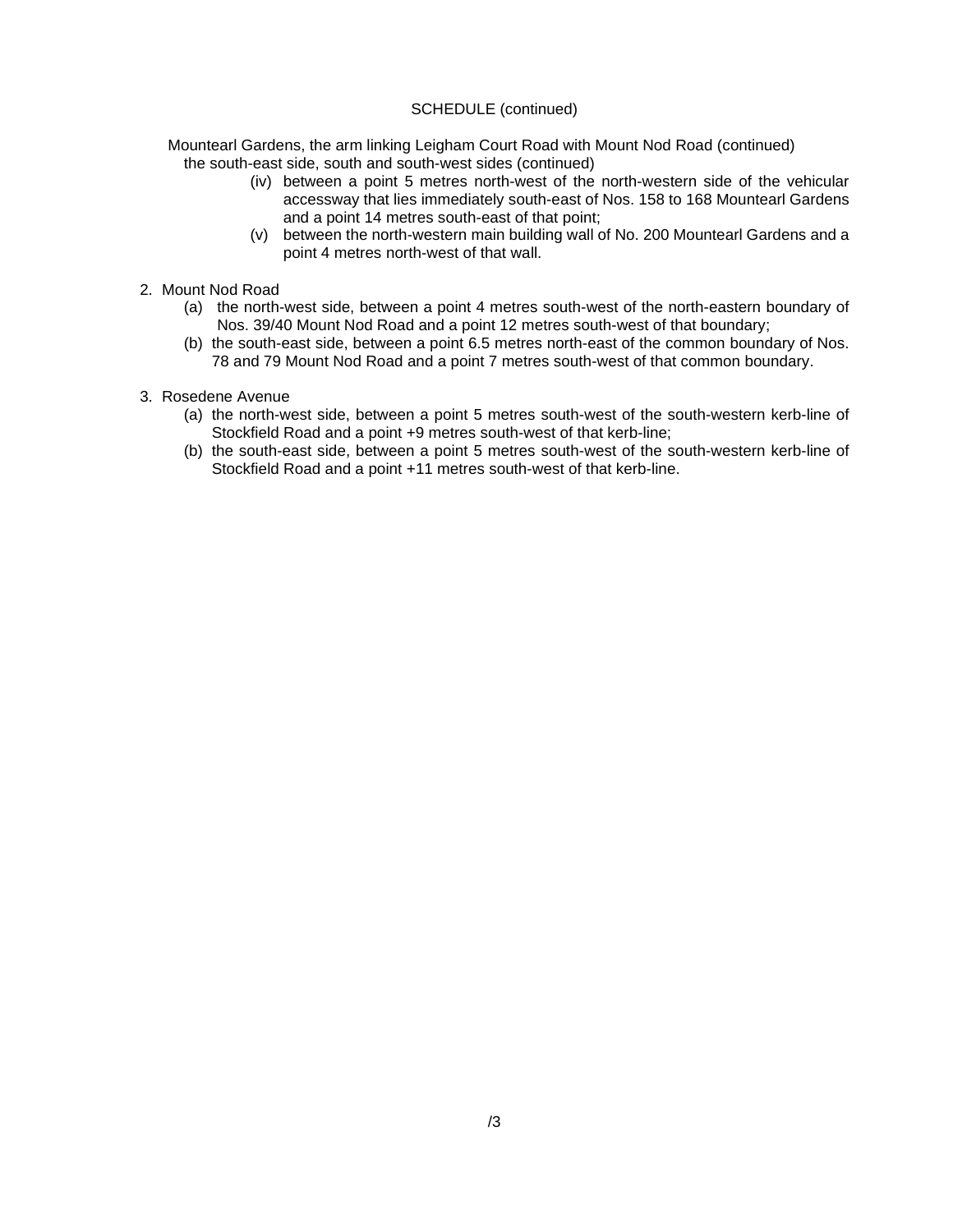SCHEDULE (continued)

Mountearl Gardens, the arm linking Leigham Court Road with Mount Nod Road (continued)
the south-east side, south and south-west sides (continued)

- (iv) between a point 5 metres north-west of the north-western side of the vehicular accessway that lies immediately south-east of Nos. 158 to 168 Mountearl Gardens and a point 14 metres south-east of that point;
- (v) between the north-western main building wall of No. 200 Mountearl Gardens and a point 4 metres north-west of that wall.

2. Mount Nod Road
   - (a) the north-west side, between a point 4 metres south-west of the north-eastern boundary of Nos. 39/40 Mount Nod Road and a point 12 metres south-west of that boundary;
   - (b) the south-east side, between a point 6.5 metres north-east of the common boundary of Nos. 78 and 79 Mount Nod Road and a point 7 metres south-west of that common boundary.

3. Rosedene Avenue
   - (a) the north-west side, between a point 5 metres south-west of the south-western kerb-line of Stockfield Road and a point +9 metres south-west of that kerb-line;
   - (b) the south-east side, between a point 5 metres south-west of the south-western kerb-line of Stockfield Road and a point +11 metres south-west of that kerb-line.